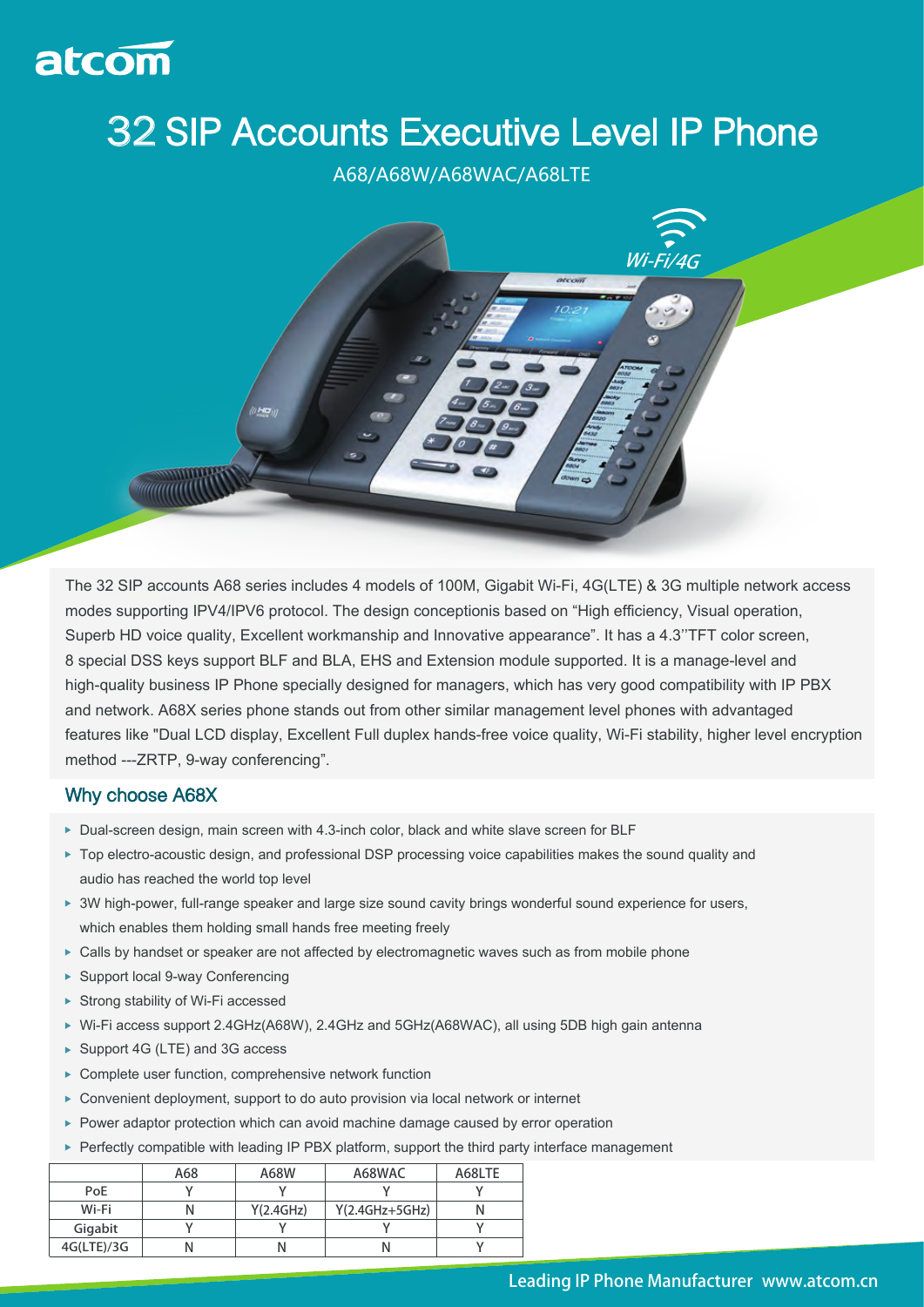atcom

# 32 SIP Accounts Executive Level IP Phone

A68/A68W/A68WAC/A68LTE

Wi-Fi/4G

The 32 SIP accounts A68 series includes 4 models of 100M, Gigabit Wi-Fi, 4G(LTE) & 3G multiple network access modes supporting IPV4/IPV6 protocol. The design conceptionis based on "High efficiency, Visual operation, Superb HD voice quality, Excellent workmanship and Innovative appearance". It has a 4.3''TFT color screen, 8 special DSS keys support BLF and BLA, EHS and Extension module supported. It is a manage-level and high-quality business IP Phone specially designed for managers, which has very good compatibility with IP PBX and network. A68X series phone stands out from other similar management level phones with advantaged features like "Dual LCD display, Excellent Full duplex hands-free voice quality, Wi-Fi stability, higher level encryption method ---ZRTP, 9-way conferencing".

## Why choose A68X

- Dual-screen design, main screen with 4.3-inch color, black and white slave screen for BLF
- Top electro-acoustic design, and professional DSP processing voice capabilities makes the sound quality and audio has reached the world top level
- 3W high-power, full-range speaker and large size sound cavity brings wonderful sound experience for users, which enables them holding small hands free meeting freely
- Calls by handset or speaker are not affected by electromagnetic waves such as from mobile phone
- Support local 9-way Conferencing
- Strong stability of Wi-Fi accessed
- Wi-Fi access support 2.4GHz(A68W), 2.4GHz and 5GHz(A68WAC), all using 5DB high gain antenna
- Support 4G (LTE) and 3G access
- Complete user function, comprehensive network function
- Convenient deployment, support to do auto provision via local network or internet
- Power adaptor protection which can avoid machine damage caused by error operation
- Perfectly compatible with leading IP PBX platform, support the third party interface management

| | A68 | A68W | A68WAC | A68LTE |
|---|---|---|---|---|
| PoE | Y | Y | Y | Y |
| Wi-Fi | N | Y(2.4GHz) | Y(2.4GHz+5GHz) | N |
| Gigabit | Y | Y | Y | Y |
| 4G(LTE)/3G | N | N | N | Y |

Leading IP Phone Manufacturer www.atcom.cn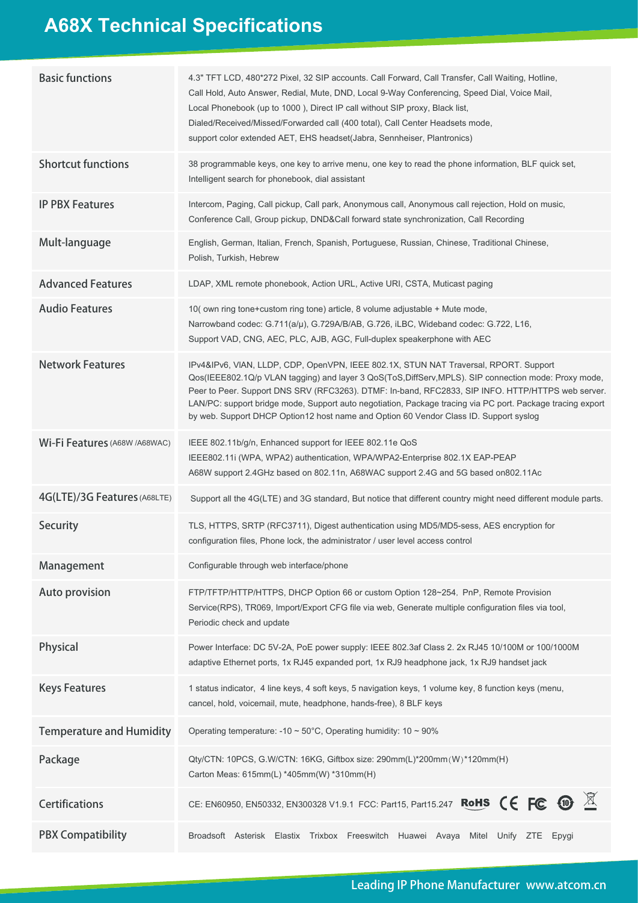# A68X Technical Specifications

| | |
|---|---|
| Basic functions | 4.3" TFT LCD, 480*272 Pixel, 32 SIP accounts. Call Forward, Call Transfer, Call Waiting, Hotline, Call Hold, Auto Answer, Redial, Mute, DND, Local 9-Way Conferencing, Speed Dial, Voice Mail, Local Phonebook (up to 1000 ), Direct IP call without SIP proxy, Black list, Dialed/Received/Missed/Forwarded call (400 total), Call Center Headsets mode, support color extended AET, EHS headset(Jabra, Sennheiser, Plantronics) |
| Shortcut functions | 38 programmable keys, one key to arrive menu, one key to read the phone information, BLF quick set, Intelligent search for phonebook, dial assistant |
| IP PBX Features | Intercom, Paging, Call pickup, Call park, Anonymous call, Anonymous call rejection, Hold on music, Conference Call, Group pickup, DND&Call forward state synchronization, Call Recording |
| Mult-language | English, German, Italian, French, Spanish, Portuguese, Russian, Chinese, Traditional Chinese, Polish, Turkish, Hebrew |
| Advanced Features | LDAP, XML remote phonebook, Action URL, Active URI, CSTA, Muticast paging |
| Audio Features | 10( own ring tone+custom ring tone) article, 8 volume adjustable + Mute mode, Narrowband codec: G.711(a/μ), G.729A/B/AB, G.726, iLBC, Wideband codec: G.722, L16, Support VAD, CNG, AEC, PLC, AJB, AGC, Full-duplex speakerphone with AEC |
| Network Features | IPv4&IPv6, VlAN, LLDP, CDP, OpenVPN, IEEE 802.1X, STUN NAT Traversal, RPORT. Support Qos(IEEE802.1Q/p VLAN tagging) and layer 3 QoS(ToS,DiffServ,MPLS). SIP connection mode: Proxy mode, Peer to Peer. Support DNS SRV (RFC3263). DTMF: In-band, RFC2833, SIP INFO. HTTP/HTTPS web server. LAN/PC: support bridge mode, Support auto negotiation, Package tracing via PC port. Package tracing export by web. Support DHCP Option12 host name and Option 60 Vendor Class ID. Support syslog |
| Wi-Fi Features (A68W /A68WAC) | IEEE 802.11b/g/n, Enhanced support for IEEE 802.11e QoS IEEE802.11i (WPA, WPA2) authentication, WPA/WPA2-Enterprise 802.1X EAP-PEAP A68W support 2.4GHz based on 802.11n, A68WAC support 2.4G and 5G based on802.11Ac |
| 4G(LTE)/3G Features (A68LTE) | Support all the 4G(LTE) and 3G standard, But notice that different country might need different module parts. |
| Security | TLS, HTTPS, SRTP (RFC3711), Digest authentication using MD5/MD5-sess, AES encryption for configuration files, Phone lock, the administrator / user level access control |
| Management | Configurable through web interface/phone |
| Auto provision | FTP/TFTP/HTTP/HTTPS, DHCP Option 66 or custom Option 128~254, PnP, Remote Provision Service(RPS), TR069, Import/Export CFG file via web, Generate multiple configuration files via tool, Periodic check and update |
| Physical | Power Interface: DC 5V-2A, PoE power supply: IEEE 802.3af Class 2. 2x RJ45 10/100M or 100/1000M adaptive Ethernet ports, 1x RJ45 expanded port, 1x RJ9 headphone jack, 1x RJ9 handset jack |
| Keys Features | 1 status indicator, 4 line keys, 4 soft keys, 5 navigation keys, 1 volume key, 8 function keys (menu, cancel, hold, voicemail, mute, headphone, hands-free), 8 BLF keys |
| Temperature and Humidity | Operating temperature: -10 ~ 50°C, Operating humidity: 10 ~ 90% |
| Package | Qty/CTN: 10PCS, G.W/CTN: 16KG, Giftbox size: 290mm(L)*200mm(W)*120mm(H) Carton Meas: 615mm(L) *405mm(W) *310mm(H) |
| Certifications | CE: EN60950, EN50332, EN300328 V1.9.1 FCC: Part15, Part15.247 RoHS CE FC |
| PBX Compatibility | Broadsoft Asterisk Elastix Trixbox Freeswitch Huawei Avaya Mitel Unify ZTE Epygi |

Leading IP Phone Manufacturer www.atcom.cn